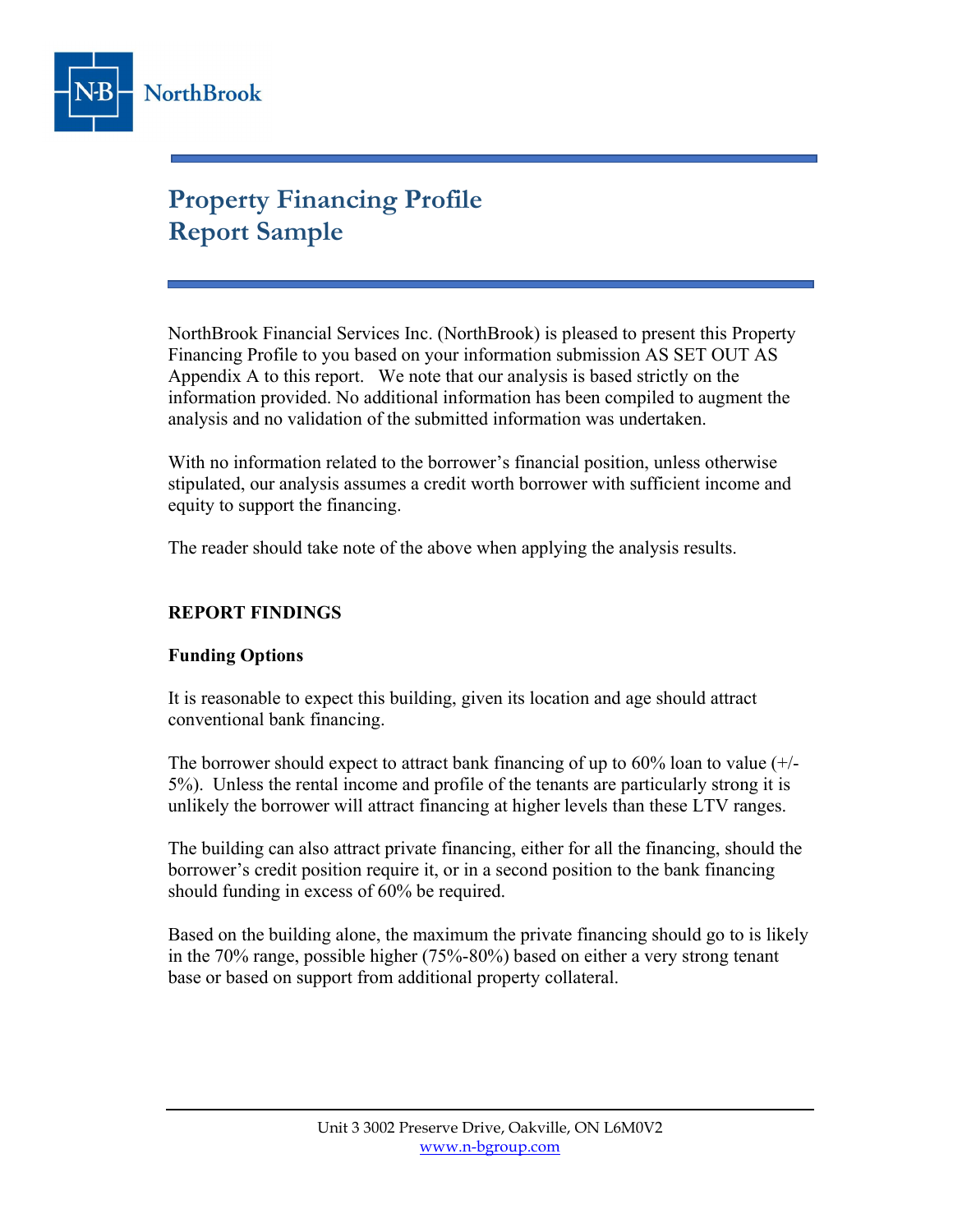# Property Financing Profile Report Sample

NorthBrook Financial Services Inc. (NorthBrook) is pleased to present this Property Financing Profile to you based on your information submission AS SET OUT AS Appendix A to this report. We note that our analysis is based strictly on the information provided. No additional information has been compiled to augment the analysis and no validation of the submitted information was undertaken.

With no information related to the borrower's financial position, unless otherwise stipulated, our analysis assumes a credit worth borrower with sufficient income and equity to support the financing.

The reader should take note of the above when applying the analysis results.

## REPORT FINDINGS

### Funding Options

It is reasonable to expect this building, given its location and age should attract conventional bank financing.

The borrower should expect to attract bank financing of up to 60% loan to value (+/- 5%). Unless the rental income and profile of the tenants are particularly strong it is unlikely the borrower will attract financing at higher levels than these LTV ranges.

The building can also attract private financing, either for all the financing, should the borrower's credit position require it, or in a second position to the bank financing should funding in excess of 60% be required.

Based on the building alone, the maximum the private financing should go to is likely in the 70% range, possible higher (75%-80%) based on either a very strong tenant base or based on support from additional property collateral.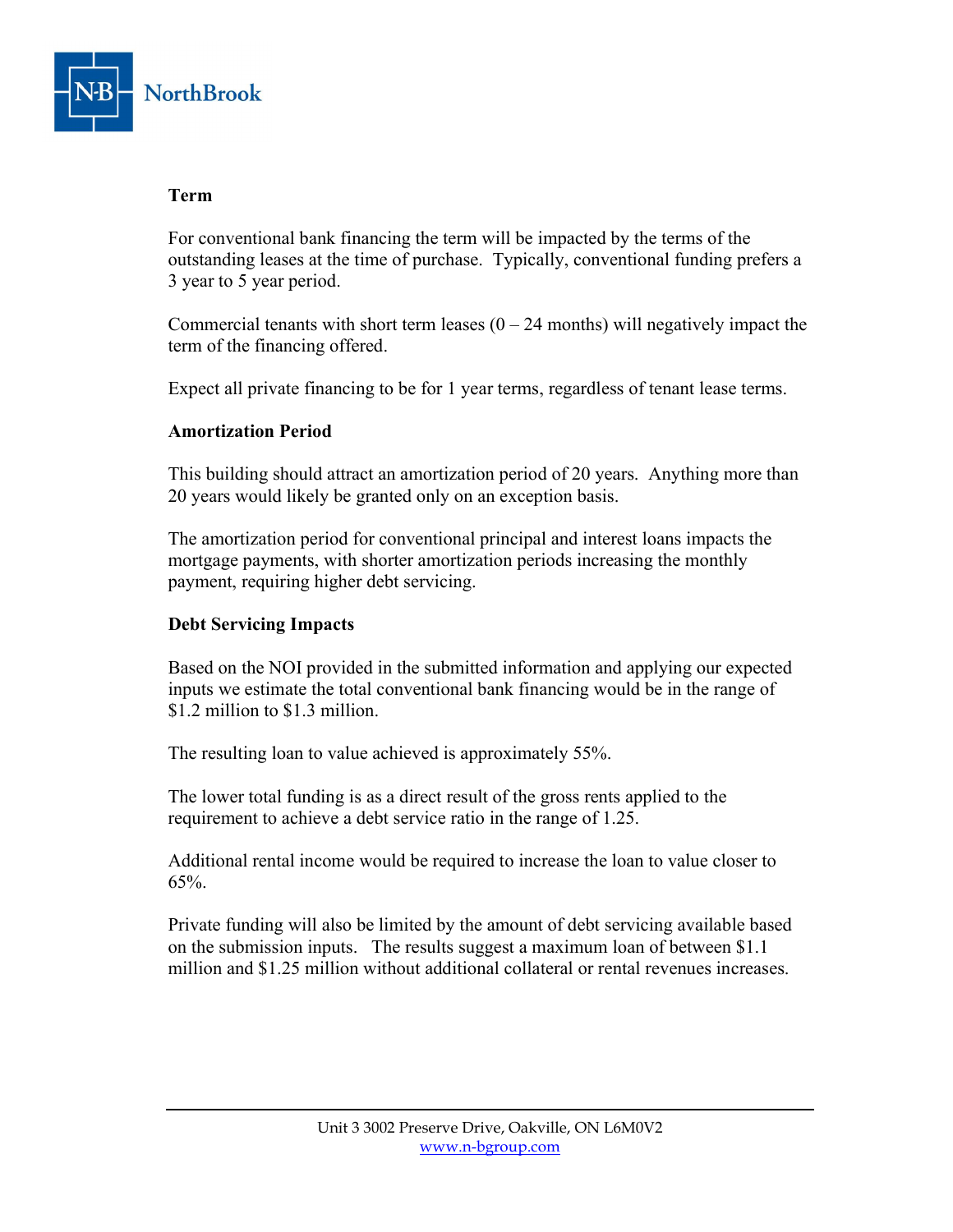### Term

For conventional bank financing the term will be impacted by the terms of the outstanding leases at the time of purchase. Typically, conventional funding prefers a 3 year to 5 year period.

Commercial tenants with short term leases (0 – 24 months) will negatively impact the term of the financing offered.

Expect all private financing to be for 1 year terms, regardless of tenant lease terms.

### Amortization Period

This building should attract an amortization period of 20 years. Anything more than 20 years would likely be granted only on an exception basis.

The amortization period for conventional principal and interest loans impacts the mortgage payments, with shorter amortization periods increasing the monthly payment, requiring higher debt servicing.

### Debt Servicing Impacts

Based on the NOI provided in the submitted information and applying our expected inputs we estimate the total conventional bank financing would be in the range of $1.2 million to $1.3 million.

The resulting loan to value achieved is approximately 55%.

The lower total funding is as a direct result of the gross rents applied to the requirement to achieve a debt service ratio in the range of 1.25.

Additional rental income would be required to increase the loan to value closer to 65%.

Private funding will also be limited by the amount of debt servicing available based on the submission inputs. The results suggest a maximum loan of between $1.1 million and $1.25 million without additional collateral or rental revenues increases.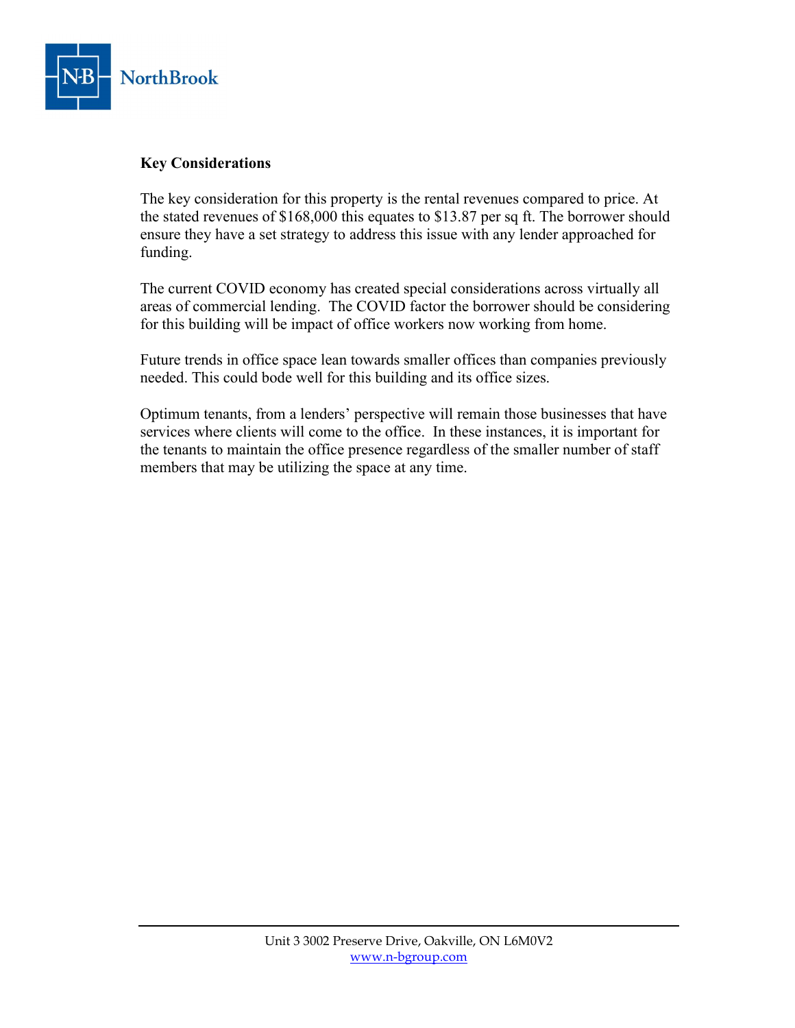**Key Considerations**

The key consideration for this property is the rental revenues compared to price. At the stated revenues of $168,000 this equates to $13.87 per sq ft. The borrower should ensure they have a set strategy to address this issue with any lender approached for funding.

The current COVID economy has created special considerations across virtually all areas of commercial lending. The COVID factor the borrower should be considering for this building will be impact of office workers now working from home.

Future trends in office space lean towards smaller offices than companies previously needed. This could bode well for this building and its office sizes.

Optimum tenants, from a lenders' perspective will remain those businesses that have services where clients will come to the office. In these instances, it is important for the tenants to maintain the office presence regardless of the smaller number of staff members that may be utilizing the space at any time.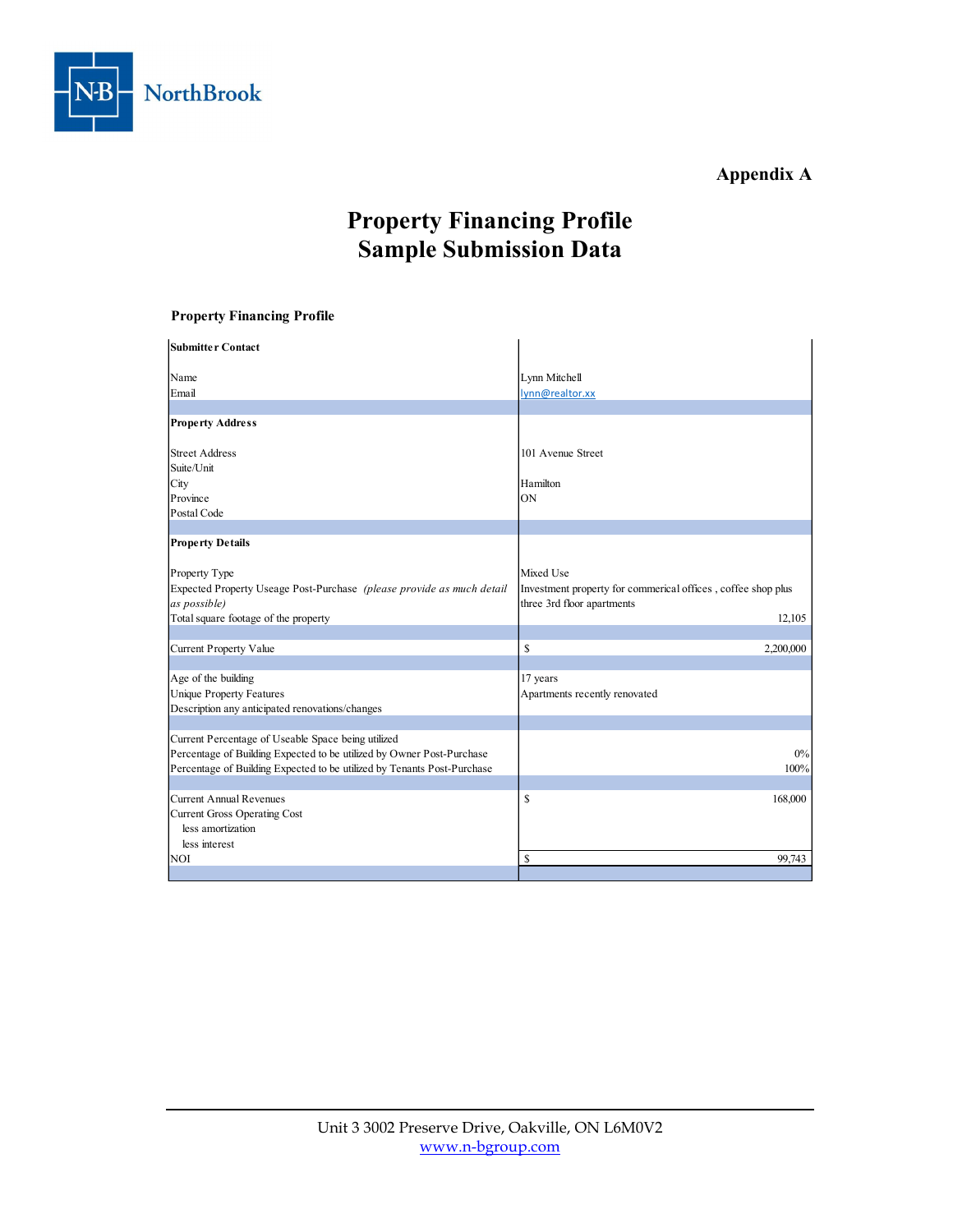NorthBrook

**Appendix A**

# Property Financing Profile
# Sample Submission Data

**Property Financing Profile**

| | |
|---|---|
| **Submitter Contact** | |
| Name | Lynn Mitchell |
| Email | lynn@realtor.xx |
| **Property Address** | |
| Street Address | 101 Avenue Street |
| Suite/Unit | |
| City | Hamilton |
| Province | ON |
| Postal Code | |
| **Property Details** | |
| Property Type | Mixed Use |
| Expected Property Useage Post-Purchase *(please provide as much detail as possible)* | Investment property for commerical offices , coffee shop plus three 3rd floor apartments |
| Total square footage of the property | 12,105 |
| Current Property Value | $ 2,200,000 |
| Age of the building | 17 years |
| Unique Property Features | Apartments recently renovated |
| Description any anticipated renovations/changes | |
| Current Percentage of Useable Space being utilized | |
| Percentage of Building Expected to be utilized by Owner Post-Purchase | 0% |
| Percentage of Building Expected to be utilized by Tenants Post-Purchase | 100% |
| Current Annual Revenues | $ 168,000 |
| Current Gross Operating Cost | |
| less amortization | |
| less interest | |
| NOI | $ 99,743 |

Unit 3 3002 Preserve Drive, Oakville, ON L6M0V2
www.n-bgroup.com